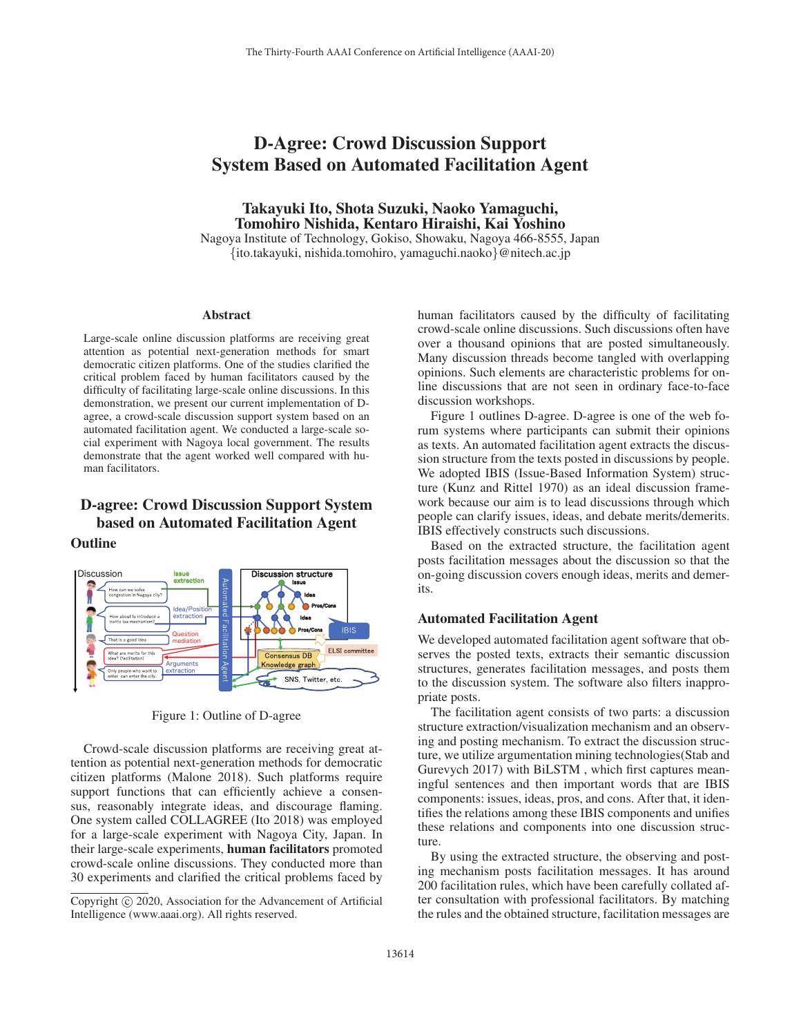# D-Agree: Crowd Discussion Support System Based on Automated Facilitation Agent

**Takayuki Ito, Shota Suzuki, Naoko Yamaguchi, Tomohiro Nishida, Kentaro Hiraishi, Kai Yoshino**

Nagoya Institute of Technology, Gokiso, Showaku, Nagoya 466-8555, Japan
{ito.takayuki, nishida.tomohiro, yamaguchi.naoko}@nitech.ac.jp

## Abstract

Large-scale online discussion platforms are receiving great attention as potential next-generation methods for smart democratic citizen platforms. One of the studies clarified the critical problem faced by human facilitators caused by the difficulty of facilitating large-scale online discussions. In this demonstration, we present our current implementation of D-agree, a crowd-scale discussion support system based on an automated facilitation agent. We conducted a large-scale social experiment with Nagoya local government. The results demonstrate that the agent worked well compared with human facilitators.

## D-agree: Crowd Discussion Support System based on Automated Facilitation Agent

### Outline

Discussion

Issue extraction

Idea/Position extraction

Question mediation

Arguments extraction

How can we solve congestion in Nagoya city?

How about to introduce a traffic tax mechanism?

That is a good idea

What are merits for this idea? (facilitation)

Only people who want to enter can enter the city.

Automated Facilitation Agent

Discussion structure

Issue

Idea

Pros/Cons

Idea

Pros/Cons

IBIS

ELSI committee

Consensus DB

Knowledge graph

SNS, Twitter, etc.

Figure 1: Outline of D-agree

Crowd-scale discussion platforms are receiving great attention as potential next-generation methods for democratic citizen platforms (Malone 2018). Such platforms require support functions that can efficiently achieve a consensus, reasonably integrate ideas, and discourage flaming. One system called COLLAGREE (Ito 2018) was employed for a large-scale experiment with Nagoya City, Japan. In their large-scale experiments, **human facilitators** promoted crowd-scale online discussions. They conducted more than 30 experiments and clarified the critical problems faced by human facilitators caused by the difficulty of facilitating crowd-scale online discussions. Such discussions often have over a thousand opinions that are posted simultaneously. Many discussion threads become tangled with overlapping opinions. Such elements are characteristic problems for online discussions that are not seen in ordinary face-to-face discussion workshops.

Figure 1 outlines D-agree. D-agree is one of the web forum systems where participants can submit their opinions as texts. An automated facilitation agent extracts the discussion structure from the texts posted in discussions by people. We adopted IBIS (Issue-Based Information System) structure (Kunz and Rittel 1970) as an ideal discussion framework because our aim is to lead discussions through which people can clarify issues, ideas, and debate merits/demerits. IBIS effectively constructs such discussions.

Based on the extracted structure, the facilitation agent posts facilitation messages about the discussion so that the on-going discussion covers enough ideas, merits and demerits.

### Automated Facilitation Agent

We developed automated facilitation agent software that observes the posted texts, extracts their semantic discussion structures, generates facilitation messages, and posts them to the discussion system. The software also filters inappropriate posts.

The facilitation agent consists of two parts: a discussion structure extraction/visualization mechanism and an observing and posting mechanism. To extract the discussion structure, we utilize argumentation mining technologies(Stab and Gurevych 2017) with BiLSTM , which first captures meaningful sentences and then important words that are IBIS components: issues, ideas, pros, and cons. After that, it identifies the relations among these IBIS components and unifies these relations and components into one discussion structure.

By using the extracted structure, the observing and posting mechanism posts facilitation messages. It has around 200 facilitation rules, which have been carefully collated after consultation with professional facilitators. By matching the rules and the obtained structure, facilitation messages are

Copyright © 2020, Association for the Advancement of Artificial Intelligence (www.aaai.org). All rights reserved.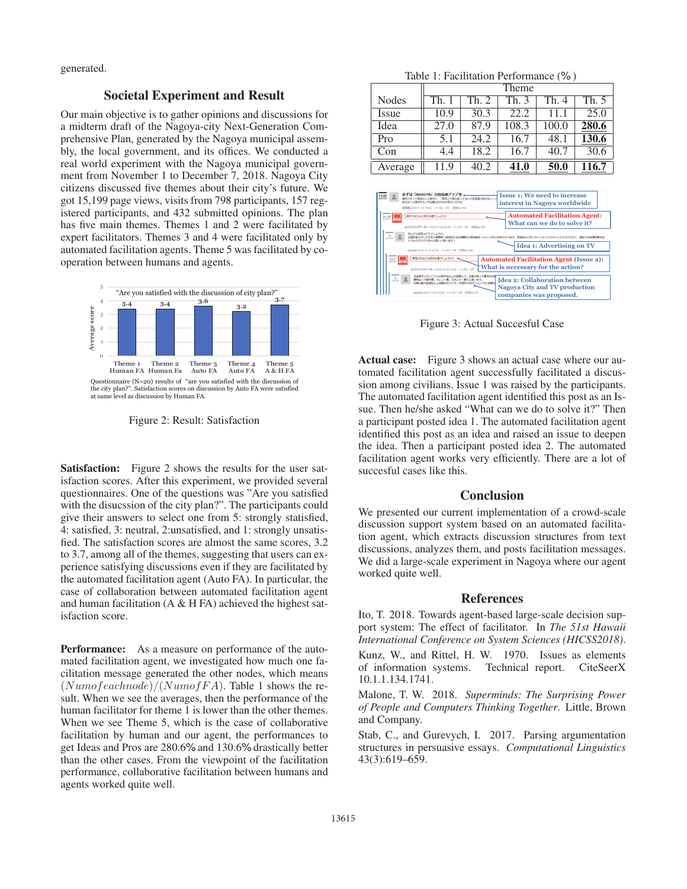generated.

## Societal Experiment and Result

Our main objective is to gather opinions and discussions for a midterm draft of the Nagoya-city Next-Generation Comprehensive Plan, generated by the Nagoya municipal assembly, the local government, and its offices. We conducted a real world experiment with the Nagoya municipal government from November 1 to December 7, 2018. Nagoya City citizens discussed five themes about their city's future. We got 15,199 page views, visits from 798 participants, 157 registered participants, and 432 submitted opinions. The plan has five main themes. Themes 1 and 2 were facilitated by expert facilitators. Themes 3 and 4 were facilitated only by automated facilitation agents. Theme 5 was facilitated by cooperation between humans and agents.

"Are you satisfied with the discussion of city plan?"

Average score

5
4
3
2
1
0

3.4
3.4
3.6
3.2
3.7

Theme 1 Human FA
Theme 2 Human Fa
Theme 3 Auto FA
Theme 4 Auto FA
Theme 5 A & H FA

Questionnaire (N=20) results of "are you satisfied with the discussion of the city plan?". Satisfaction scores on discussion by Auto FA were satisfied at same level as discussion by Human FA.

Figure 2: Result: Satisfaction

**Satisfaction:** Figure 2 shows the results for the user satisfaction scores. After this experiment, we provided several questionnaires. One of the questions was "Are you satisfied with the disucssion of the city plan?". The participants could give their answers to select one from 5: strongly statisfied, 4: satisfied, 3: neutral, 2:unsatisfied, and 1: strongly unsatisfied. The satisfaction scores are almost the same scores, 3.2 to 3.7, among all of the themes, suggesting that users can experience satisfying discussions even if they are facilitated by the automated facilitation agent (Auto FA). In particular, the case of collaboration between automated facilitation agent and human facilitation (A & H FA) achieved the highest satisfaction score.

**Performance:** As a measure on performance of the automated facilitation agent, we investigated how much one facilitation message generated the other nodes, which means $(Num of each node)/(Num of FA)$. Table 1 shows the result. When we see the averages, then the performance of the human facilitator for theme 1 is lower than the other themes. When we see Theme 5, which is the case of collaborative facilitation by human and our agent, the performances to get Ideas and Pros are 280.6% and 130.6% drastically better than the other cases. From the viewpoint of the facilitation performance, collaborative facilitation between humans and agents worked quite well.

Table 1: Facilitation Performance (%)

| Nodes | Theme | | | | |
|---|---|---|---|---|---|
| | Th. 1 | Th. 2 | Th. 3 | Th. 4 | Th. 5 |
| Issue | 10.9 | 30.3 | 22.2 | 11.1 | 25.0 |
| Idea | 27.0 | 87.9 | 108.3 | 100.0 | **280.6** |
| Pro | 5.1 | 24.2 | 16.7 | 48.1 | **130.6** |
| Con | 4.4 | 18.2 | 16.7 | 40.7 | 30.6 |
| Average | 11.9 | 40.2 | **41.0** | **50.0** | **116.7** |

Issue 1: We need to increase interest in Nagoya worldwide

Automated Facilitation Agent: What can we do to solve it?

Idea 1: Advertising on TV

Automated Facilitation Agent (Issue 2): What is necessary for the action?

Idea 2: Collaboration between Nagoya City and TV production companies was proposed.

Figure 3: Actual Succesful Case

**Actual case:** Figure 3 shows an actual case where our automated facilitation agent successfully facilitated a discussion among civilians. Issue 1 was raised by the participants. The automated facilitation agent identified this post as an Issue. Then he/she asked "What can we do to solve it?" Then a participant posted idea 1. The automated facilitation agent identified this post as an idea and raised an issue to deepen the idea. Then a participant posted idea 2. The automated facilitation agent works very efficiently. There are a lot of succesful cases like this.

## Conclusion

We presented our current implementation of a crowd-scale discussion support system based on an automated facilitation agent, which extracts discussion structures from text discussions, analyzes them, and posts facilitation messages. We did a large-scale experiment in Nagoya where our agent worked quite well.

## References

Ito, T. 2018. Towards agent-based large-scale decision support system: The effect of facilitator. In *The 51st Hawaii International Conference on System Sciences (HICSS2018)*.

Kunz, W., and Rittel, H. W. 1970. Issues as elements of information systems. Technical report. CiteSeerX 10.1.1.134.1741.

Malone, T. W. 2018. *Superminds: The Surprising Power of People and Computers Thinking Together*. Little, Brown and Company.

Stab, C., and Gurevych, I. 2017. Parsing argumentation structures in persuasive essays. *Computational Linguistics* 43(3):619–659.